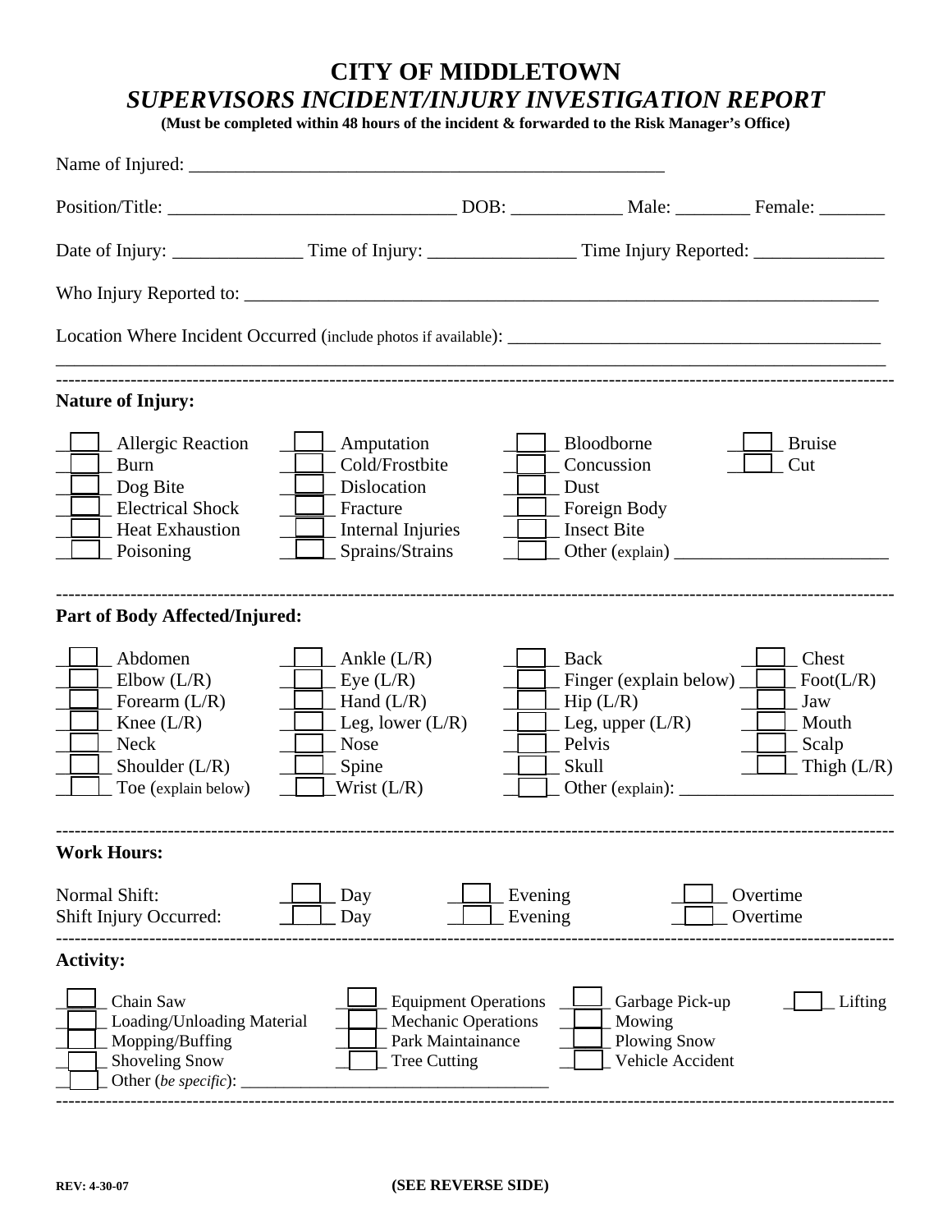# CITY OF MIDDLETOWN

## *SUPERVISORS INCIDENT/INJURY INVESTIGATION REPORT*

**(Must be completed within 48 hours of the incident & forwarded to the Risk Manager's Office)**

Name of Injured: ______________________________________________

Position/Title: ____________________________ DOB: ___________ Male: ________ Female: _______

Date of Injury: _____________ Time of Injury: _______________ Time Injury Reported: ______________

Who Injury Reported to: ____________________________________________________________

Location Where Incident Occurred (include photos if available): ______________________________________

_____________________________________________________________________________________

---

**Nature of Injury:**

| | | | |
|---|---|---|---|
| ☐ Allergic Reaction | ☐ Amputation | ☐ Bloodborne | ☐ Bruise |
| ☐ Burn | ☐ Cold/Frostbite | ☐ Concussion | ☐ Cut |
| ☐ Dog Bite | ☐ Dislocation | ☐ Dust | |
| ☐ Electrical Shock | ☐ Fracture | ☐ Foreign Body | |
| ☐ Heat Exhaustion | ☐ Internal Injuries | ☐ Insect Bite | |
| ☐ Poisoning | ☐ Sprains/Strains | ☐ Other (explain) ________________________ | |

---

**Part of Body Affected/Injured:**

| | | | |
|---|---|---|---|
| ☐ Abdomen | ☐ Ankle (L/R) | ☐ Back | ☐ Chest |
| ☐ Elbow (L/R) | ☐ Eye (L/R) | ☐ Finger (explain below) | ☐ Foot(L/R) |
| ☐ Forearm (L/R) | ☐ Hand (L/R) | ☐ Hip (L/R) | ☐ Jaw |
| ☐ Knee (L/R) | ☐ Leg, lower (L/R) | ☐ Leg, upper (L/R) | ☐ Mouth |
| ☐ Neck | ☐ Nose | ☐ Pelvis | ☐ Scalp |
| ☐ Shoulder (L/R) | ☐ Spine | ☐ Skull | ☐ Thigh (L/R) |
| ☐ Toe (explain below) | ☐ Wrist (L/R) | ☐ Other (explain): ________________________ | |

---

**Work Hours:**

| | | | |
|---|---|---|---|
| Normal Shift: | ☐ Day | ☐ Evening | ☐ Overtime |
| Shift Injury Occurred: | ☐ Day | ☐ Evening | ☐ Overtime |

---

**Activity:**

| | | | |
|---|---|---|---|
| ☐ Chain Saw | ☐ Equipment Operations | ☐ Garbage Pick-up | ☐ Lifting |
| ☐ Loading/Unloading Material | ☐ Mechanic Operations | ☐ Mowing | |
| ☐ Mopping/Buffing | ☐ Park Maintainance | ☐ Plowing Snow | |
| ☐ Shoveling Snow | ☐ Tree Cutting | ☐ Vehicle Accident | |

☐ Other (*be specific*): ____________________________________

---

REV: 4-30-07

**(SEE REVERSE SIDE)**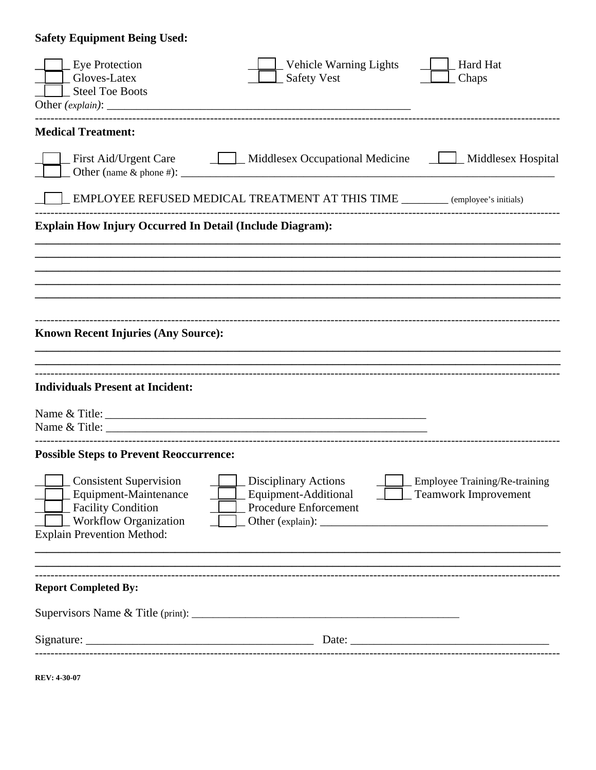**Safety Equipment Being Used:**

\_\_\_\_\_ Eye Protection
\_\_\_\_\_ Gloves-Latex
\_\_\_\_\_ Steel Toe Boots
\_\_\_\_\_ Vehicle Warning Lights
\_\_\_\_\_ Safety Vest
\_\_\_\_\_ Hard Hat
\_\_\_\_\_ Chaps

Other *(explain)*: \_\_\_\_\_\_\_\_\_\_\_\_\_\_\_\_\_\_\_\_\_\_\_\_\_\_\_\_\_\_\_\_\_\_\_\_\_\_\_\_\_\_\_\_\_\_\_\_\_\_\_\_

---

**Medical Treatment:**

\_\_\_\_\_ First Aid/Urgent Care
\_\_\_\_\_ Middlesex Occupational Medicine
\_\_\_\_\_ Middlesex Hospital
\_\_\_\_\_ Other (name & phone #): \_\_\_\_\_\_\_\_\_\_\_\_\_\_\_\_\_\_\_\_\_\_\_\_\_\_\_\_\_\_\_\_\_\_\_\_\_\_\_\_\_\_\_\_\_\_\_\_\_\_\_\_\_\_\_\_\_\_\_\_\_\_\_\_

\_\_\_\_\_ EMPLOYEE REFUSED MEDICAL TREATMENT AT THIS TIME \_\_\_\_\_\_\_\_ (employee's initials)

---

**Explain How Injury Occurred In Detail (Include Diagram):**

\_\_\_\_\_\_\_\_\_\_\_\_\_\_\_\_\_\_\_\_\_\_\_\_\_\_\_\_\_\_\_\_\_\_\_\_\_\_\_\_\_\_\_\_\_\_\_\_\_\_\_\_\_\_\_\_\_\_\_\_\_\_\_\_\_\_\_\_\_\_\_\_\_\_\_\_\_\_
\_\_\_\_\_\_\_\_\_\_\_\_\_\_\_\_\_\_\_\_\_\_\_\_\_\_\_\_\_\_\_\_\_\_\_\_\_\_\_\_\_\_\_\_\_\_\_\_\_\_\_\_\_\_\_\_\_\_\_\_\_\_\_\_\_\_\_\_\_\_\_\_\_\_\_\_\_\_
\_\_\_\_\_\_\_\_\_\_\_\_\_\_\_\_\_\_\_\_\_\_\_\_\_\_\_\_\_\_\_\_\_\_\_\_\_\_\_\_\_\_\_\_\_\_\_\_\_\_\_\_\_\_\_\_\_\_\_\_\_\_\_\_\_\_\_\_\_\_\_\_\_\_\_\_\_\_
\_\_\_\_\_\_\_\_\_\_\_\_\_\_\_\_\_\_\_\_\_\_\_\_\_\_\_\_\_\_\_\_\_\_\_\_\_\_\_\_\_\_\_\_\_\_\_\_\_\_\_\_\_\_\_\_\_\_\_\_\_\_\_\_\_\_\_\_\_\_\_\_\_\_\_\_\_\_
\_\_\_\_\_\_\_\_\_\_\_\_\_\_\_\_\_\_\_\_\_\_\_\_\_\_\_\_\_\_\_\_\_\_\_\_\_\_\_\_\_\_\_\_\_\_\_\_\_\_\_\_\_\_\_\_\_\_\_\_\_\_\_\_\_\_\_\_\_\_\_\_\_\_\_\_\_\_

---

**Known Recent Injuries (Any Source):**

\_\_\_\_\_\_\_\_\_\_\_\_\_\_\_\_\_\_\_\_\_\_\_\_\_\_\_\_\_\_\_\_\_\_\_\_\_\_\_\_\_\_\_\_\_\_\_\_\_\_\_\_\_\_\_\_\_\_\_\_\_\_\_\_\_\_\_\_\_\_\_\_\_\_\_\_\_\_
\_\_\_\_\_\_\_\_\_\_\_\_\_\_\_\_\_\_\_\_\_\_\_\_\_\_\_\_\_\_\_\_\_\_\_\_\_\_\_\_\_\_\_\_\_\_\_\_\_\_\_\_\_\_\_\_\_\_\_\_\_\_\_\_\_\_\_\_\_\_\_\_\_\_\_\_\_\_

---

**Individuals Present at Incident:**

Name & Title: \_\_\_\_\_\_\_\_\_\_\_\_\_\_\_\_\_\_\_\_\_\_\_\_\_\_\_\_\_\_\_\_\_\_\_\_\_\_\_\_\_\_\_\_\_\_\_\_\_\_\_\_\_\_\_\_
Name & Title: \_\_\_\_\_\_\_\_\_\_\_\_\_\_\_\_\_\_\_\_\_\_\_\_\_\_\_\_\_\_\_\_\_\_\_\_\_\_\_\_\_\_\_\_\_\_\_\_\_\_\_\_\_\_\_\_

---

**Possible Steps to Prevent Reoccurrence:**

\_\_\_\_\_ Consistent Supervision
\_\_\_\_\_ Equipment-Maintenance
\_\_\_\_\_ Facility Condition
\_\_\_\_\_ Workflow Organization
\_\_\_\_\_ Disciplinary Actions
\_\_\_\_\_ Equipment-Additional
\_\_\_\_\_ Procedure Enforcement
\_\_\_\_\_ Other (explain): \_\_\_\_\_\_\_\_\_\_\_\_\_\_\_\_\_\_\_\_\_\_\_\_\_\_\_\_\_\_\_\_\_\_\_\_\_\_\_\_
\_\_\_\_\_ Employee Training/Re-training
\_\_\_\_\_ Teamwork Improvement

Explain Prevention Method:

\_\_\_\_\_\_\_\_\_\_\_\_\_\_\_\_\_\_\_\_\_\_\_\_\_\_\_\_\_\_\_\_\_\_\_\_\_\_\_\_\_\_\_\_\_\_\_\_\_\_\_\_\_\_\_\_\_\_\_\_\_\_\_\_\_\_\_\_\_\_\_\_\_\_\_\_\_\_
\_\_\_\_\_\_\_\_\_\_\_\_\_\_\_\_\_\_\_\_\_\_\_\_\_\_\_\_\_\_\_\_\_\_\_\_\_\_\_\_\_\_\_\_\_\_\_\_\_\_\_\_\_\_\_\_\_\_\_\_\_\_\_\_\_\_\_\_\_\_\_\_\_\_\_\_\_\_

---

**Report Completed By:**

Supervisors Name & Title (print): \_\_\_\_\_\_\_\_\_\_\_\_\_\_\_\_\_\_\_\_\_\_\_\_\_\_\_\_\_\_\_\_\_\_\_\_\_\_\_\_\_\_\_\_\_\_\_\_

Signature: \_\_\_\_\_\_\_\_\_\_\_\_\_\_\_\_\_\_\_\_\_\_\_\_\_\_\_\_\_\_\_\_\_\_\_\_\_\_\_ Date: \_\_\_\_\_\_\_\_\_\_\_\_\_\_\_\_\_\_\_\_\_\_\_\_\_\_\_\_\_\_\_\_\_\_

---

**REV: 4-30-07**